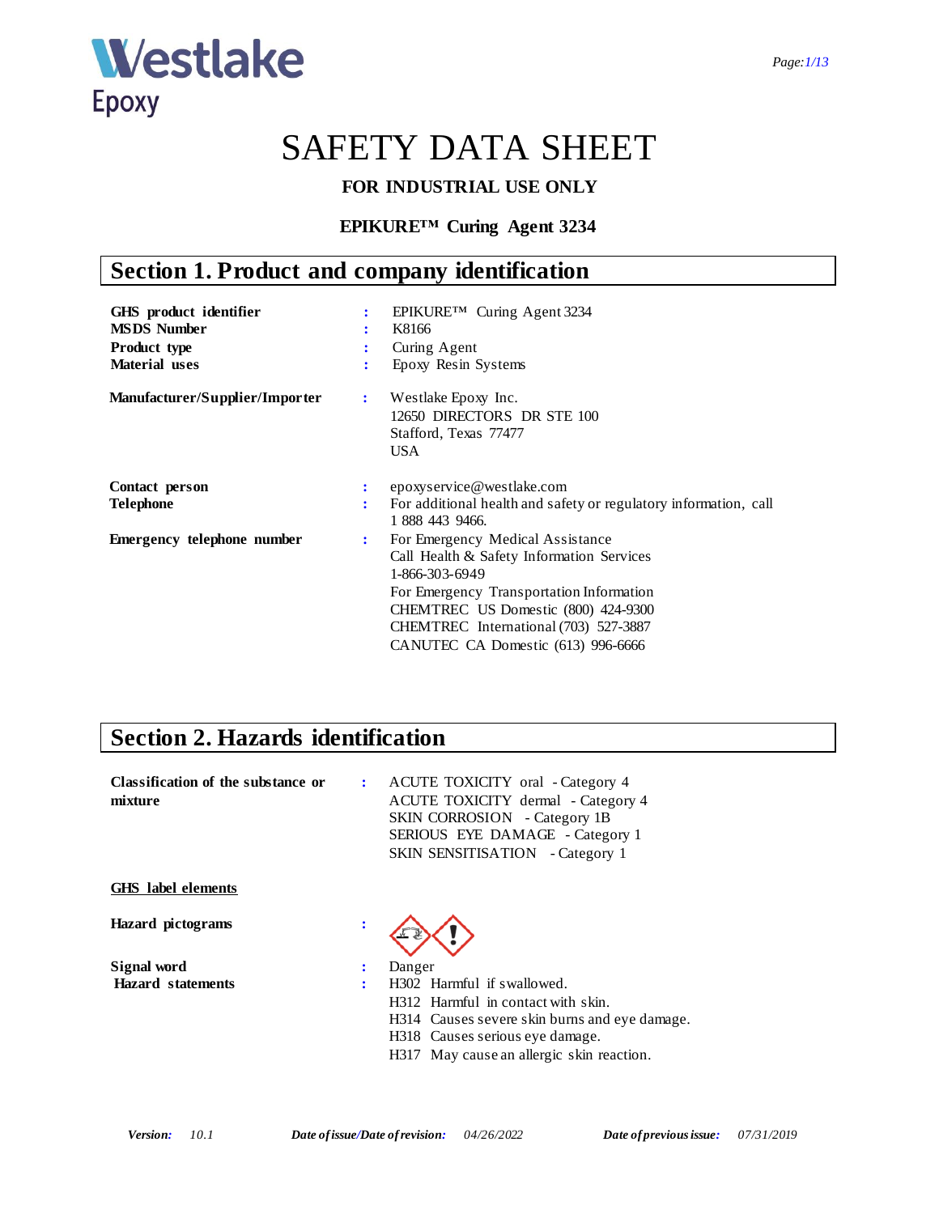Westlake Epoxy

# SAFETY DATA SHEET

**FOR INDUSTRIAL USE ONLY**

**EPIKURE™ Curing Agent 3234**

## Section 1. Product and company identification

| | | |
|---|---|---|
| **GHS product identifier** | : | EPIKURE™ Curing Agent 3234 |
| **MSDS Number** | : | K8166 |
| **Product type** | : | Curing Agent |
| **Material uses** | : | Epoxy Resin Systems |
| **Manufacturer/Supplier/Importer** | : | Westlake Epoxy Inc.<br>12650 DIRECTORS DR STE 100<br>Stafford, Texas 77477<br>USA |
| **Contact person** | : | epoxyservice@westlake.com |
| **Telephone** | : | For additional health and safety or regulatory information, call 1 888 443 9466. |
| **Emergency telephone number** | : | For Emergency Medical Assistance<br>Call Health & Safety Information Services<br>1-866-303-6949<br>For Emergency Transportation Information<br>CHEMTREC US Domestic (800) 424-9300<br>CHEMTREC International (703) 527-3887<br>CANUTEC CA Domestic (613) 996-6666 |

## Section 2. Hazards identification

| | | |
|---|---|---|
| **Classification of the substance or mixture** | : | ACUTE TOXICITY oral - Category 4<br>ACUTE TOXICITY dermal - Category 4<br>SKIN CORROSION - Category 1B<br>SERIOUS EYE DAMAGE - Category 1<br>SKIN SENSITISATION - Category 1 |

**GHS label elements**

| | | |
|---|---|---|
| **Hazard pictograms** | : | |
| **Signal word** | : | Danger |
| **Hazard statements** | : | H302 Harmful if swallowed.<br>H312 Harmful in contact with skin.<br>H314 Causes severe skin burns and eye damage.<br>H318 Causes serious eye damage.<br>H317 May cause an allergic skin reaction. |

*Version:* 10.1 *Date of issue/Date of revision:* 04/26/2022 *Date of previous issue:* 07/31/2019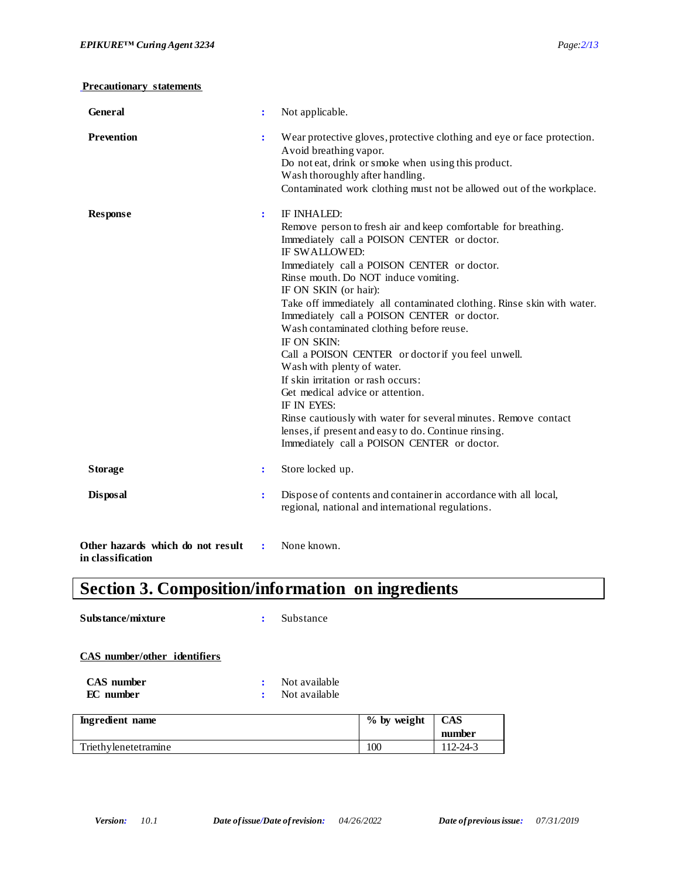**Precautionary statements**

**General** : Not applicable.

**Prevention** : Wear protective gloves, protective clothing and eye or face protection.
Avoid breathing vapor.
Do not eat, drink or smoke when using this product.
Wash thoroughly after handling.
Contaminated work clothing must not be allowed out of the workplace.

**Response** : IF INHALED:
Remove person to fresh air and keep comfortable for breathing.
Immediately call a POISON CENTER or doctor.
IF SWALLOWED:
Immediately call a POISON CENTER or doctor.
Rinse mouth. Do NOT induce vomiting.
IF ON SKIN (or hair):
Take off immediately all contaminated clothing. Rinse skin with water.
Immediately call a POISON CENTER or doctor.
Wash contaminated clothing before reuse.
IF ON SKIN:
Call a POISON CENTER or doctor if you feel unwell.
Wash with plenty of water.
If skin irritation or rash occurs:
Get medical advice or attention.
IF IN EYES:
Rinse cautiously with water for several minutes. Remove contact lenses, if present and easy to do. Continue rinsing.
Immediately call a POISON CENTER or doctor.

**Storage** : Store locked up.

**Disposal** : Dispose of contents and container in accordance with all local, regional, national and international regulations.

**Other hazards which do not result in classification** : None known.

# Section 3. Composition/information on ingredients

**Substance/mixture** : Substance

**CAS number/other identifiers**

**CAS number** : Not available
**EC number** : Not available

| Ingredient name | % by weight | CAS number |
|---|---|---|
| Triethylenetetramine | 100 | 112-24-3 |

*Version:* 10.1 *Date of issue/Date of revision:* 04/26/2022 *Date of previous issue:* 07/31/2019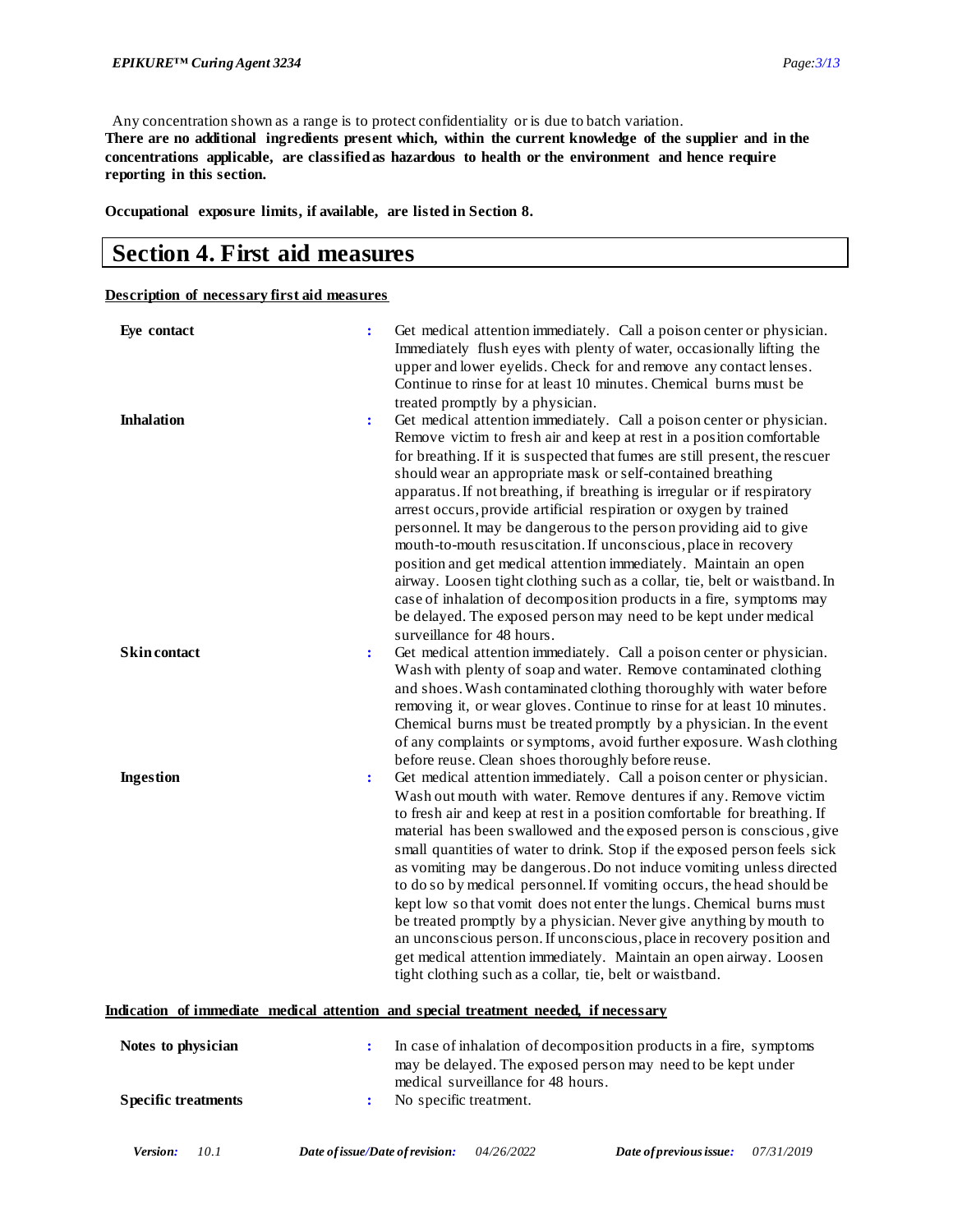Any concentration shown as a range is to protect confidentiality or is due to batch variation.

**There are no additional ingredients present which, within the current knowledge of the supplier and in the concentrations applicable, are classified as hazardous to health or the environment and hence require reporting in this section.**

**Occupational exposure limits, if available, are listed in Section 8.**

# Section 4. First aid measures

**Description of necessary first aid measures**

| | |
|---|---|
| **Eye contact** | Get medical attention immediately. Call a poison center or physician. Immediately flush eyes with plenty of water, occasionally lifting the upper and lower eyelids. Check for and remove any contact lenses. Continue to rinse for at least 10 minutes. Chemical burns must be treated promptly by a physician. |
| **Inhalation** | Get medical attention immediately. Call a poison center or physician. Remove victim to fresh air and keep at rest in a position comfortable for breathing. If it is suspected that fumes are still present, the rescuer should wear an appropriate mask or self-contained breathing apparatus. If not breathing, if breathing is irregular or if respiratory arrest occurs, provide artificial respiration or oxygen by trained personnel. It may be dangerous to the person providing aid to give mouth-to-mouth resuscitation. If unconscious, place in recovery position and get medical attention immediately. Maintain an open airway. Loosen tight clothing such as a collar, tie, belt or waistband. In case of inhalation of decomposition products in a fire, symptoms may be delayed. The exposed person may need to be kept under medical surveillance for 48 hours. |
| **Skin contact** | Get medical attention immediately. Call a poison center or physician. Wash with plenty of soap and water. Remove contaminated clothing and shoes. Wash contaminated clothing thoroughly with water before removing it, or wear gloves. Continue to rinse for at least 10 minutes. Chemical burns must be treated promptly by a physician. In the event of any complaints or symptoms, avoid further exposure. Wash clothing before reuse. Clean shoes thoroughly before reuse. |
| **Ingestion** | Get medical attention immediately. Call a poison center or physician. Wash out mouth with water. Remove dentures if any. Remove victim to fresh air and keep at rest in a position comfortable for breathing. If material has been swallowed and the exposed person is conscious, give small quantities of water to drink. Stop if the exposed person feels sick as vomiting may be dangerous. Do not induce vomiting unless directed to do so by medical personnel. If vomiting occurs, the head should be kept low so that vomit does not enter the lungs. Chemical burns must be treated promptly by a physician. Never give anything by mouth to an unconscious person. If unconscious, place in recovery position and get medical attention immediately. Maintain an open airway. Loosen tight clothing such as a collar, tie, belt or waistband. |

**Indication of immediate medical attention and special treatment needed, if necessary**

| | |
|---|---|
| **Notes to physician** | In case of inhalation of decomposition products in a fire, symptoms may be delayed. The exposed person may need to be kept under medical surveillance for 48 hours. |
| **Specific treatments** | No specific treatment. |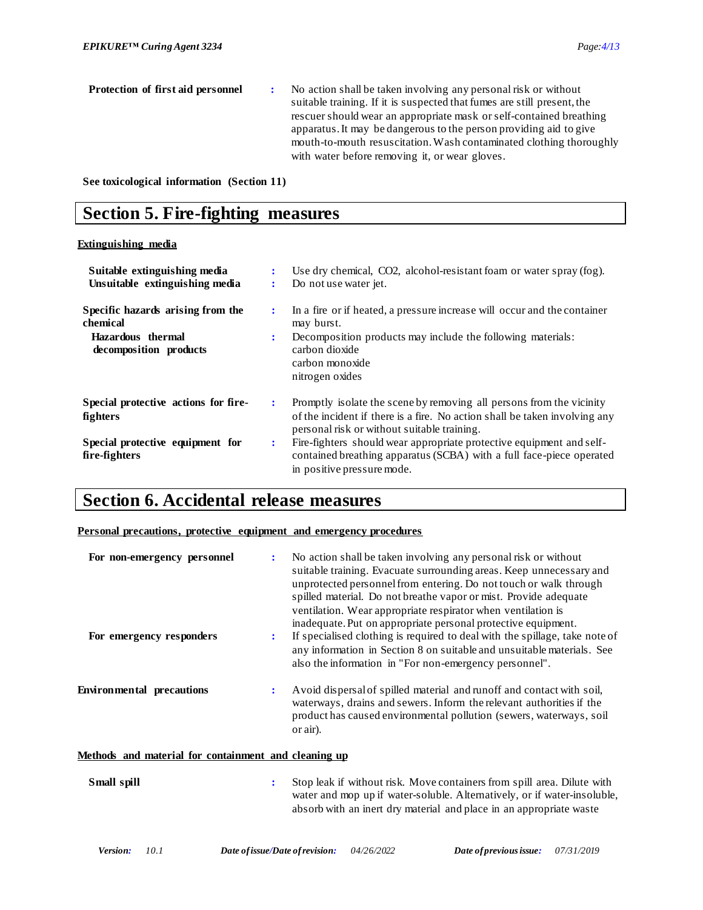**Protection of first aid personnel** : No action shall be taken involving any personal risk or without suitable training. If it is suspected that fumes are still present, the rescuer should wear an appropriate mask or self-contained breathing apparatus. It may be dangerous to the person providing aid to give mouth-to-mouth resuscitation. Wash contaminated clothing thoroughly with water before removing it, or wear gloves.

**See toxicological information (Section 11)**

# Section 5. Fire-fighting measures

**Extinguishing media**

**Suitable extinguishing media** : Use dry chemical, $CO_2$, alcohol-resistant foam or water spray (fog).

**Unsuitable extinguishing media** : Do not use water jet.

**Specific hazards arising from the chemical** : In a fire or if heated, a pressure increase will occur and the container may burst.

**Hazardous thermal decomposition products** : Decomposition products may include the following materials:
carbon dioxide
carbon monoxide
nitrogen oxides

**Special protective actions for fire-fighters** : Promptly isolate the scene by removing all persons from the vicinity of the incident if there is a fire. No action shall be taken involving any personal risk or without suitable training.

**Special protective equipment for fire-fighters** : Fire-fighters should wear appropriate protective equipment and self-contained breathing apparatus (SCBA) with a full face-piece operated in positive pressure mode.

# Section 6. Accidental release measures

**Personal precautions, protective equipment and emergency procedures**

**For non-emergency personnel** : No action shall be taken involving any personal risk or without suitable training. Evacuate surrounding areas. Keep unnecessary and unprotected personnel from entering. Do not touch or walk through spilled material. Do not breathe vapor or mist. Provide adequate ventilation. Wear appropriate respirator when ventilation is inadequate. Put on appropriate personal protective equipment.

**For emergency responders** : If specialised clothing is required to deal with the spillage, take note of any information in Section 8 on suitable and unsuitable materials. See also the information in "For non-emergency personnel".

**Environmental precautions** : Avoid dispersal of spilled material and runoff and contact with soil, waterways, drains and sewers. Inform the relevant authorities if the product has caused environmental pollution (sewers, waterways, soil or air).

**Methods and material for containment and cleaning up**

**Small spill** : Stop leak if without risk. Move containers from spill area. Dilute with water and mop up if water-soluble. Alternatively, or if water-insoluble, absorb with an inert dry material and place in an appropriate waste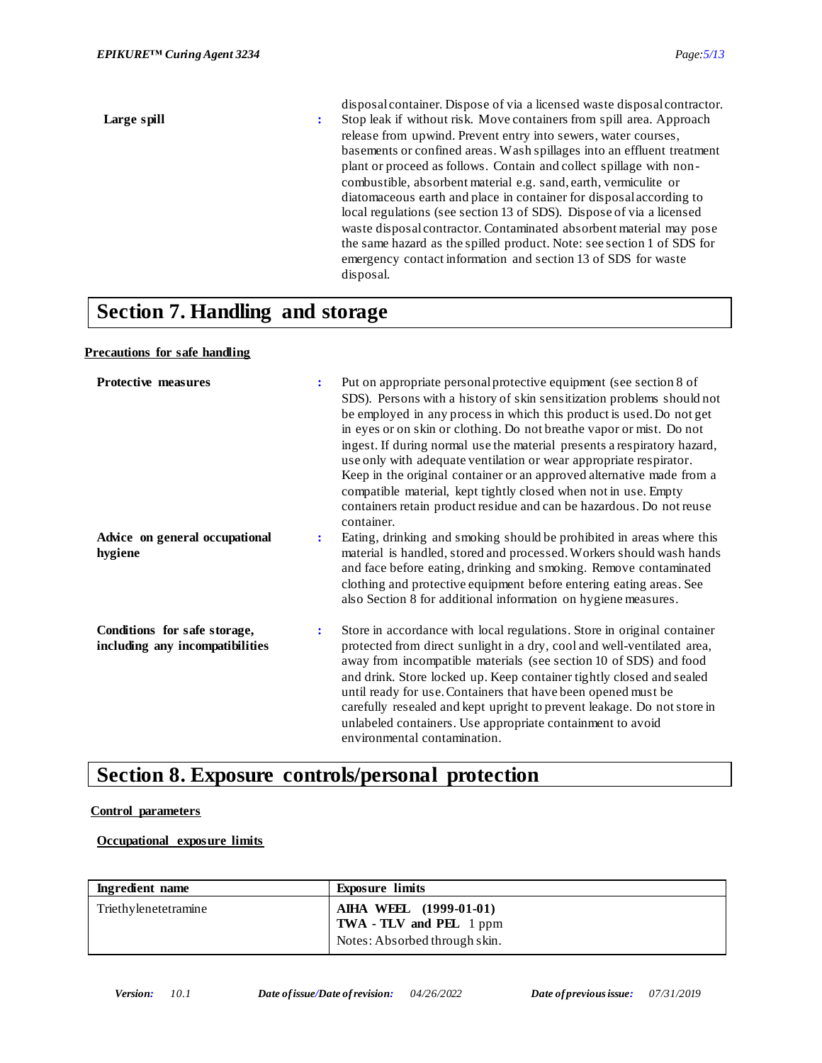disposal container. Dispose of via a licensed waste disposal contractor.

**Large spill** : Stop leak if without risk. Move containers from spill area. Approach release from upwind. Prevent entry into sewers, water courses, basements or confined areas. Wash spillages into an effluent treatment plant or proceed as follows. Contain and collect spillage with non-combustible, absorbent material e.g. sand, earth, vermiculite or diatomaceous earth and place in container for disposal according to local regulations (see section 13 of SDS). Dispose of via a licensed waste disposal contractor. Contaminated absorbent material may pose the same hazard as the spilled product. Note: see section 1 of SDS for emergency contact information and section 13 of SDS for waste disposal.

# Section 7. Handling and storage

## Precautions for safe handling

**Protective measures** : Put on appropriate personal protective equipment (see section 8 of SDS). Persons with a history of skin sensitization problems should not be employed in any process in which this product is used. Do not get in eyes or on skin or clothing. Do not breathe vapor or mist. Do not ingest. If during normal use the material presents a respiratory hazard, use only with adequate ventilation or wear appropriate respirator. Keep in the original container or an approved alternative made from a compatible material, kept tightly closed when not in use. Empty containers retain product residue and can be hazardous. Do not reuse container.

**Advice on general occupational hygiene** : Eating, drinking and smoking should be prohibited in areas where this material is handled, stored and processed. Workers should wash hands and face before eating, drinking and smoking. Remove contaminated clothing and protective equipment before entering eating areas. See also Section 8 for additional information on hygiene measures.

**Conditions for safe storage, including any incompatibilities** : Store in accordance with local regulations. Store in original container protected from direct sunlight in a dry, cool and well-ventilated area, away from incompatible materials (see section 10 of SDS) and food and drink. Store locked up. Keep container tightly closed and sealed until ready for use. Containers that have been opened must be carefully resealed and kept upright to prevent leakage. Do not store in unlabeled containers. Use appropriate containment to avoid environmental contamination.

# Section 8. Exposure controls/personal protection

## Control parameters

### Occupational exposure limits

| Ingredient name | Exposure limits |
| --- | --- |
| Triethylenetetramine | **AIHA WEEL (1999-01-01)**<br>**TWA - TLV and PEL** 1 ppm<br>Notes: Absorbed through skin. |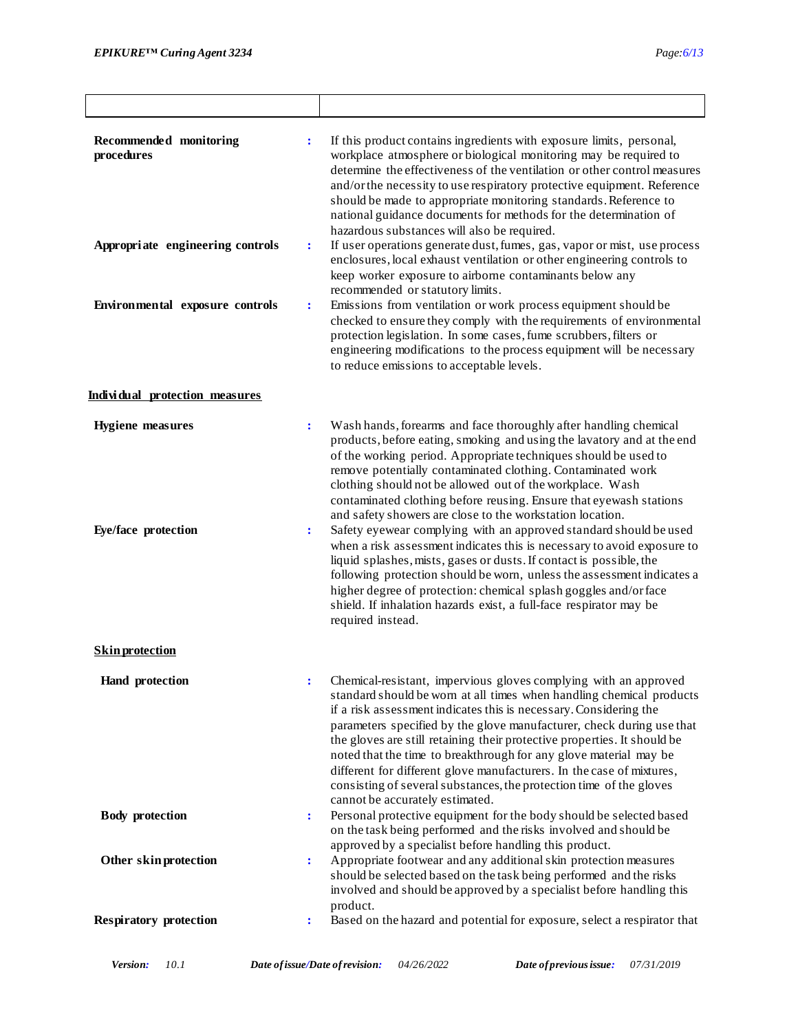| | |
|---|---|

**Recommended monitoring procedures** : If this product contains ingredients with exposure limits, personal, workplace atmosphere or biological monitoring may be required to determine the effectiveness of the ventilation or other control measures and/or the necessity to use respiratory protective equipment. Reference should be made to appropriate monitoring standards. Reference to national guidance documents for methods for the determination of hazardous substances will also be required.

**Appropriate engineering controls** : If user operations generate dust, fumes, gas, vapor or mist, use process enclosures, local exhaust ventilation or other engineering controls to keep worker exposure to airborne contaminants below any recommended or statutory limits.

**Environmental exposure controls** : Emissions from ventilation or work process equipment should be checked to ensure they comply with the requirements of environmental protection legislation. In some cases, fume scrubbers, filters or engineering modifications to the process equipment will be necessary to reduce emissions to acceptable levels.

**<u>Individual protection measures</u>**

**Hygiene measures** : Wash hands, forearms and face thoroughly after handling chemical products, before eating, smoking and using the lavatory and at the end of the working period. Appropriate techniques should be used to remove potentially contaminated clothing. Contaminated work clothing should not be allowed out of the workplace. Wash contaminated clothing before reusing. Ensure that eyewash stations and safety showers are close to the workstation location.

**Eye/face protection** : Safety eyewear complying with an approved standard should be used when a risk assessment indicates this is necessary to avoid exposure to liquid splashes, mists, gases or dusts. If contact is possible, the following protection should be worn, unless the assessment indicates a higher degree of protection: chemical splash goggles and/or face shield. If inhalation hazards exist, a full-face respirator may be required instead.

**<u>Skin protection</u>**

**Hand protection** : Chemical-resistant, impervious gloves complying with an approved standard should be worn at all times when handling chemical products if a risk assessment indicates this is necessary. Considering the parameters specified by the glove manufacturer, check during use that the gloves are still retaining their protective properties. It should be noted that the time to breakthrough for any glove material may be different for different glove manufacturers. In the case of mixtures, consisting of several substances, the protection time of the gloves cannot be accurately estimated.

**Body protection** : Personal protective equipment for the body should be selected based on the task being performed and the risks involved and should be approved by a specialist before handling this product.

**Other skin protection** : Appropriate footwear and any additional skin protection measures should be selected based on the task being performed and the risks involved and should be approved by a specialist before handling this product.

**Respiratory protection** : Based on the hazard and potential for exposure, select a respirator that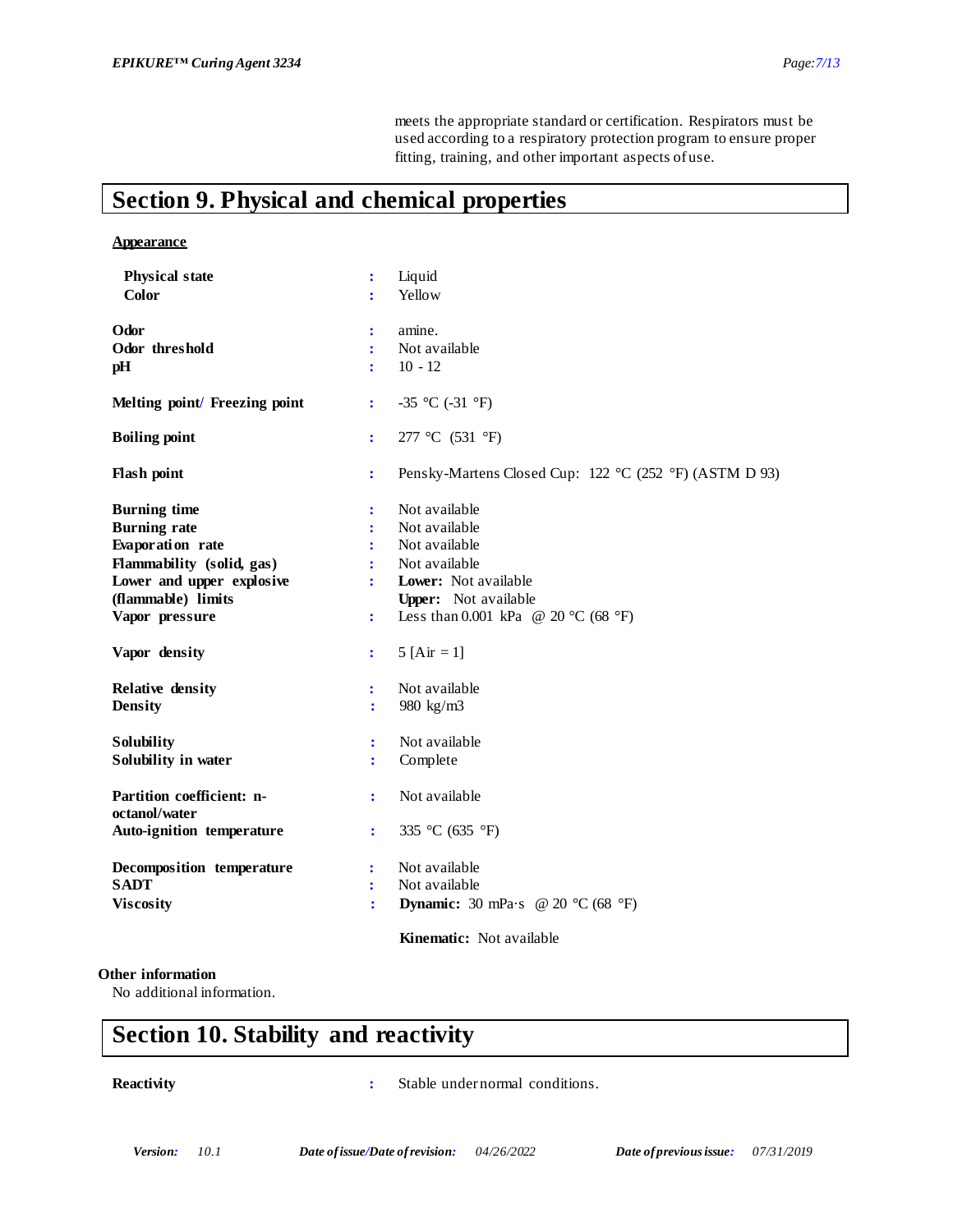meets the appropriate standard or certification. Respirators must be used according to a respiratory protection program to ensure proper fitting, training, and other important aspects of use.

## Section 9. Physical and chemical properties

**Appearance**

| | | |
|---|---|---|
| **Physical state** | : | Liquid |
| **Color** | : | Yellow |
| **Odor** | : | amine. |
| **Odor threshold** | : | Not available |
| **pH** | : | 10 - 12 |
| **Melting point/ Freezing point** | : | -35 °C (-31 °F) |
| **Boiling point** | : | 277 °C (531 °F) |
| **Flash point** | : | Pensky-Martens Closed Cup: 122 °C (252 °F) (ASTM D 93) |
| **Burning time** | : | Not available |
| **Burning rate** | : | Not available |
| **Evaporation rate** | : | Not available |
| **Flammability (solid, gas)** | : | Not available |
| **Lower and upper explosive (flammable) limits** | : | **Lower:** Not available<br>**Upper:** Not available |
| **Vapor pressure** | : | Less than 0.001 kPa @ 20 °C (68 °F) |
| **Vapor density** | : | 5 [Air = 1] |
| **Relative density** | : | Not available |
| **Density** | : | 980 kg/m3 |
| **Solubility** | : | Not available |
| **Solubility in water** | : | Complete |
| **Partition coefficient: n-octanol/water** | : | Not available |
| **Auto-ignition temperature** | : | 335 °C (635 °F) |
| **Decomposition temperature** | : | Not available |
| **SADT** | : | Not available |
| **Viscosity** | : | **Dynamic:** 30 mPa·s @ 20 °C (68 °F)<br>**Kinematic:** Not available |

**Other information**

No additional information.

## Section 10. Stability and reactivity

| | | |
|---|---|---|
| **Reactivity** | : | Stable under normal conditions. |

*Version:* 10.1 *Date of issue/Date of revision:* 04/26/2022 *Date of previous issue:* 07/31/2019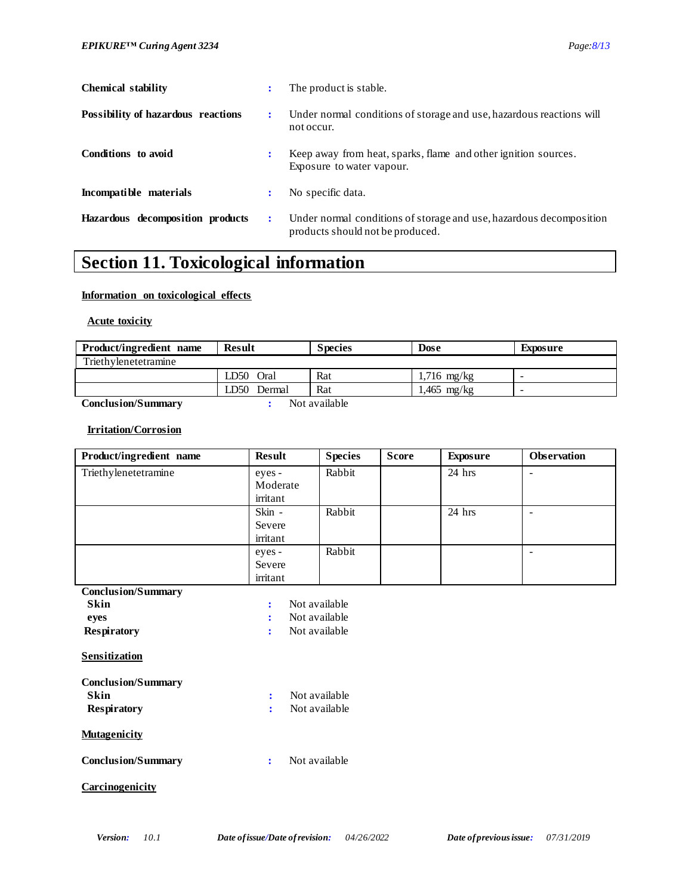| | | |
|---|---|---|
| **Chemical stability** | : | The product is stable. |
| **Possibility of hazardous reactions** | : | Under normal conditions of storage and use, hazardous reactions will not occur. |
| **Conditions to avoid** | : | Keep away from heat, sparks, flame and other ignition sources. Exposure to water vapour. |
| **Incompatible materials** | : | No specific data. |
| **Hazardous decomposition products** | : | Under normal conditions of storage and use, hazardous decomposition products should not be produced. |

# Section 11. Toxicological information

## Information on toxicological effects

### Acute toxicity

| Product/ingredient name | Result | Species | Dose | Exposure |
|---|---|---|---|---|
| Triethylenetetramine | | | | |
| | LD50 Oral | Rat | 1,716 mg/kg | - |
| | LD50 Dermal | Rat | 1,465 mg/kg | - |

**Conclusion/Summary** : Not available

### Irritation/Corrosion

| Product/ingredient name | Result | Species | Score | Exposure | Observation |
|---|---|---|---|---|---|
| Triethylenetetramine | eyes - Moderate irritant | Rabbit | | 24 hrs | - |
| | Skin - Severe irritant | Rabbit | | 24 hrs | - |
| | eyes - Severe irritant | Rabbit | | | - |

**Conclusion/Summary**

**Skin** : Not available

**eyes** : Not available

**Respiratory** : Not available

### Sensitization

**Conclusion/Summary**

**Skin** : Not available

**Respiratory** : Not available

### Mutagenicity

**Conclusion/Summary** : Not available

### Carcinogenicity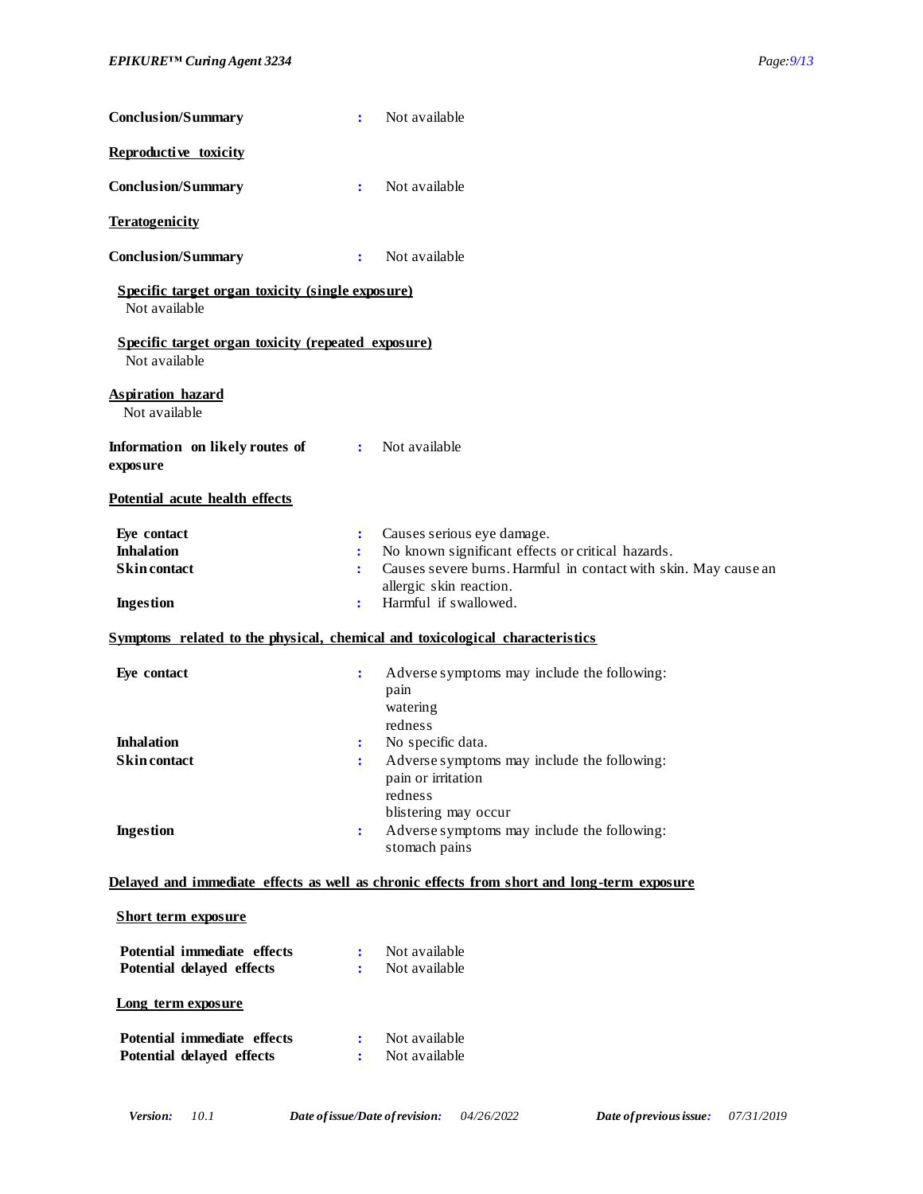**Conclusion/Summary** : Not available

**Reproductive toxicity**

**Conclusion/Summary** : Not available

**Teratogenicity**

**Conclusion/Summary** : Not available

**Specific target organ toxicity (single exposure)**

Not available

**Specific target organ toxicity (repeated exposure)**

Not available

**Aspiration hazard**

Not available

**Information on likely routes of exposure** : Not available

**Potential acute health effects**

| | | |
|---|---|---|
| **Eye contact** | : | Causes serious eye damage. |
| **Inhalation** | : | No known significant effects or critical hazards. |
| **Skin contact** | : | Causes severe burns. Harmful in contact with skin. May cause an allergic skin reaction. |
| **Ingestion** | : | Harmful if swallowed. |

**Symptoms related to the physical, chemical and toxicological characteristics**

| | | |
|---|---|---|
| **Eye contact** | : | Adverse symptoms may include the following:<br>pain<br>watering<br>redness |
| **Inhalation** | : | No specific data. |
| **Skin contact** | : | Adverse symptoms may include the following:<br>pain or irritation<br>redness<br>blistering may occur |
| **Ingestion** | : | Adverse symptoms may include the following:<br>stomach pains |

**Delayed and immediate effects as well as chronic effects from short and long-term exposure**

**Short term exposure**

| | | |
|---|---|---|
| **Potential immediate effects** | : | Not available |
| **Potential delayed effects** | : | Not available |

**Long term exposure**

| | | |
|---|---|---|
| **Potential immediate effects** | : | Not available |
| **Potential delayed effects** | : | Not available |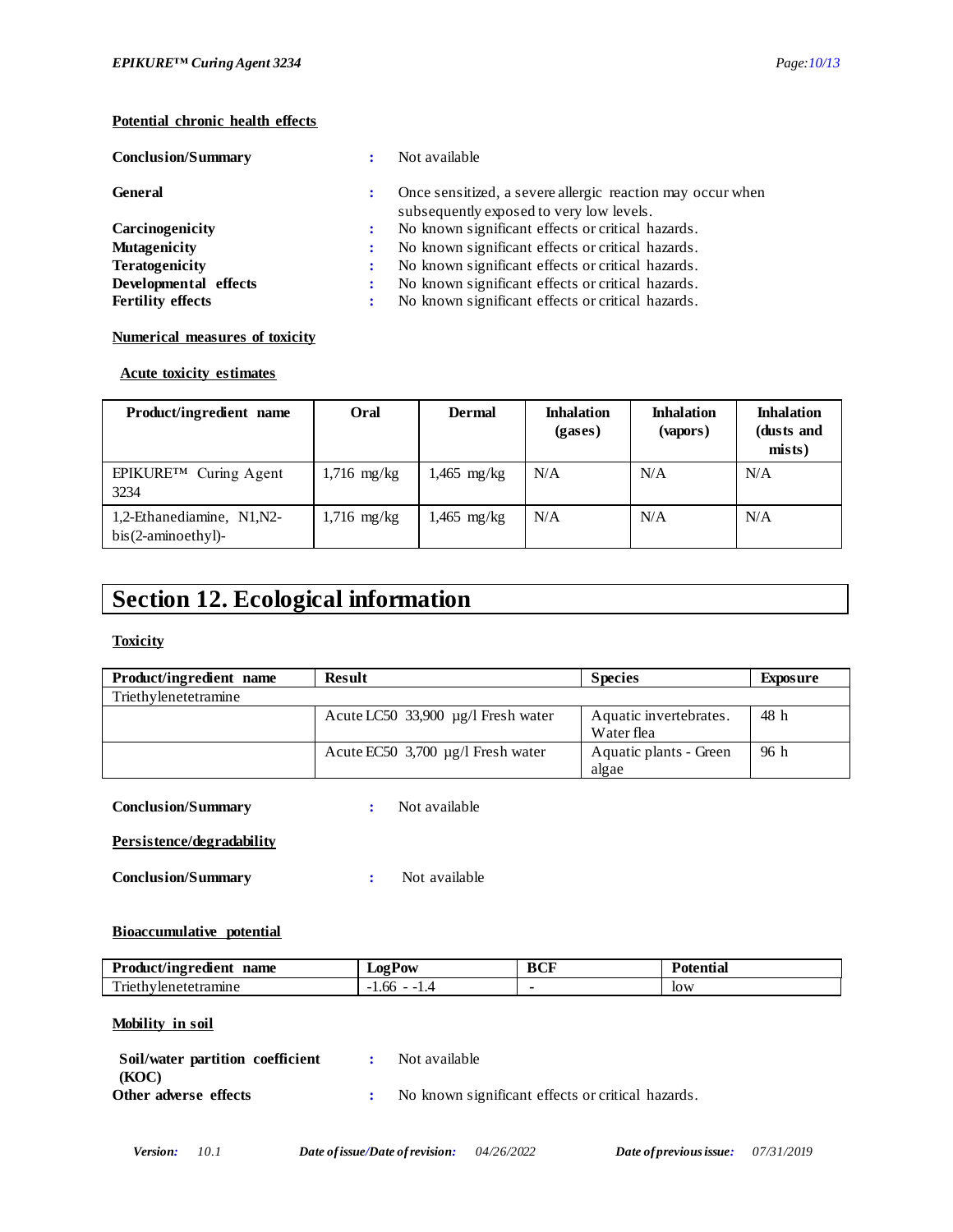**Potential chronic health effects**

**Conclusion/Summary** : Not available

**General** : Once sensitized, a severe allergic reaction may occur when subsequently exposed to very low levels.

**Carcinogenicity** : No known significant effects or critical hazards.

**Mutagenicity** : No known significant effects or critical hazards.

**Teratogenicity** : No known significant effects or critical hazards.

**Developmental effects** : No known significant effects or critical hazards.

**Fertility effects** : No known significant effects or critical hazards.

**Numerical measures of toxicity**

**Acute toxicity estimates**

| Product/ingredient name | Oral | Dermal | Inhalation (gases) | Inhalation (vapors) | Inhalation (dusts and mists) |
|---|---|---|---|---|---|
| EPIKURE™ Curing Agent 3234 | 1,716 mg/kg | 1,465 mg/kg | N/A | N/A | N/A |
| 1,2-Ethanediamine, N1,N2-bis(2-aminoethyl)- | 1,716 mg/kg | 1,465 mg/kg | N/A | N/A | N/A |

# Section 12. Ecological information

**Toxicity**

| Product/ingredient name | Result | Species | Exposure |
|---|---|---|---|
| Triethylenetetramine | | | |
| | Acute LC50 33,900 µg/l Fresh water | Aquatic invertebrates. Water flea | 48 h |
| | Acute EC50 3,700 µg/l Fresh water | Aquatic plants - Green algae | 96 h |

**Conclusion/Summary** : Not available

**Persistence/degradability**

**Conclusion/Summary** : Not available

**Bioaccumulative potential**

| Product/ingredient name | LogPow | BCF | Potential |
|---|---|---|---|
| Triethylenetetramine | -1.66 - -1.4 | - | low |

**Mobility in soil**

**Soil/water partition coefficient (KOC)** : Not available

**Other adverse effects** : No known significant effects or critical hazards.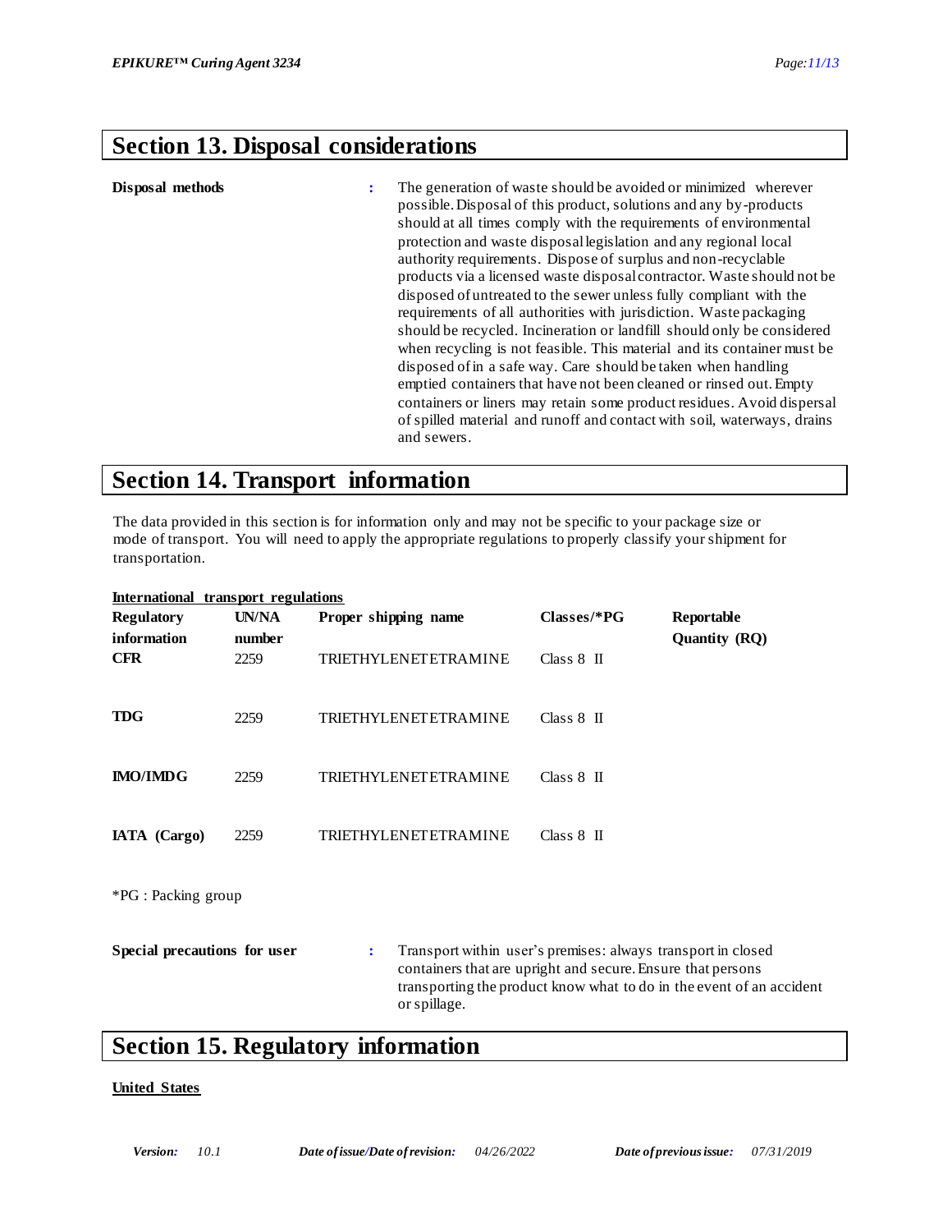## Section 13. Disposal considerations

**Disposal methods** : The generation of waste should be avoided or minimized wherever possible. Disposal of this product, solutions and any by-products should at all times comply with the requirements of environmental protection and waste disposal legislation and any regional local authority requirements. Dispose of surplus and non-recyclable products via a licensed waste disposal contractor. Waste should not be disposed of untreated to the sewer unless fully compliant with the requirements of all authorities with jurisdiction. Waste packaging should be recycled. Incineration or landfill should only be considered when recycling is not feasible. This material and its container must be disposed of in a safe way. Care should be taken when handling emptied containers that have not been cleaned or rinsed out. Empty containers or liners may retain some product residues. Avoid dispersal of spilled material and runoff and contact with soil, waterways, drains and sewers.

## Section 14. Transport information

The data provided in this section is for information only and may not be specific to your package size or mode of transport. You will need to apply the appropriate regulations to properly classify your shipment for transportation.

**International transport regulations**

| Regulatory information | UN/NA number | Proper shipping name | Classes/*PG | Reportable Quantity (RQ) |
|---|---|---|---|---|
| **CFR** | 2259 | TRIETHYLENETETRAMINE | Class 8 II | |
| **TDG** | 2259 | TRIETHYLENETETRAMINE | Class 8 II | |
| **IMO/IMDG** | 2259 | TRIETHYLENETETRAMINE | Class 8 II | |
| **IATA (Cargo)** | 2259 | TRIETHYLENETETRAMINE | Class 8 II | |

*PG : Packing group

**Special precautions for user** : Transport within user's premises: always transport in closed containers that are upright and secure. Ensure that persons transporting the product know what to do in the event of an accident or spillage.

## Section 15. Regulatory information

**United States**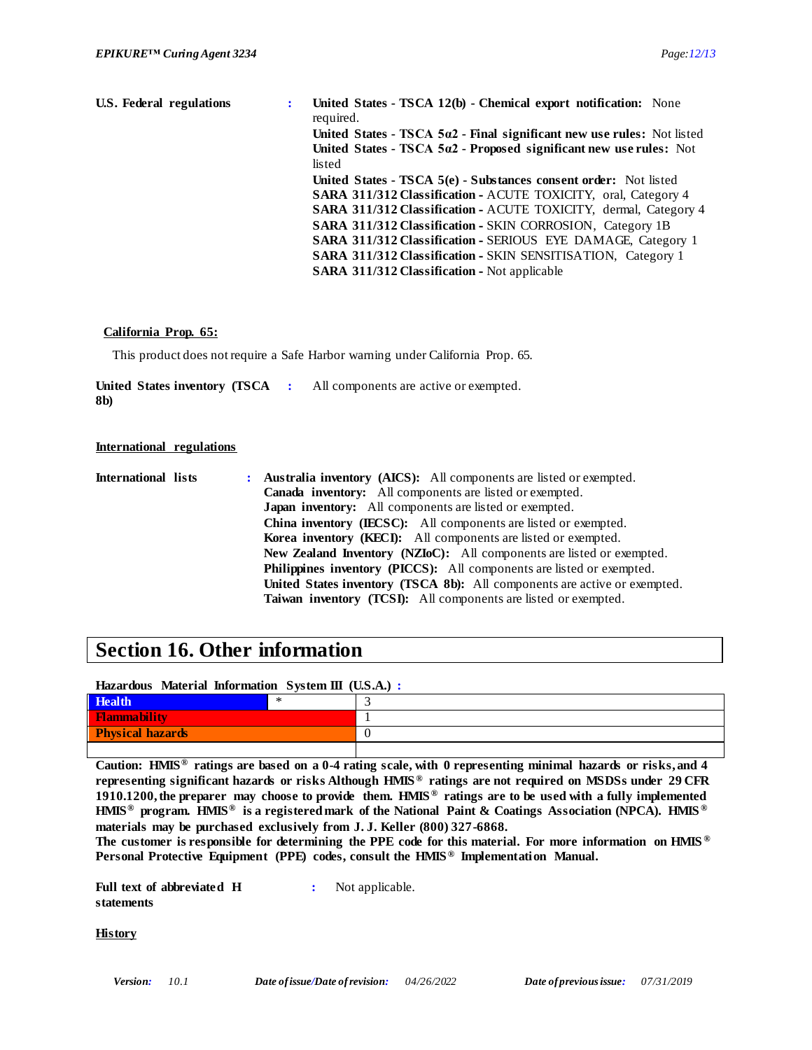**U.S. Federal regulations** : **United States - TSCA 12(b) - Chemical export notification:** None required.
**United States - TSCA 5a2 - Final significant new use rules:** Not listed
**United States - TSCA 5a2 - Proposed significant new use rules:** Not listed
**United States - TSCA 5(e) - Substances consent order:** Not listed
**SARA 311/312 Classification -** ACUTE TOXICITY, oral, Category 4
**SARA 311/312 Classification -** ACUTE TOXICITY, dermal, Category 4
**SARA 311/312 Classification -** SKIN CORROSION, Category 1B
**SARA 311/312 Classification -** SERIOUS EYE DAMAGE, Category 1
**SARA 311/312 Classification -** SKIN SENSITISATION, Category 1
**SARA 311/312 Classification -** Not applicable

**California Prop. 65:**

This product does not require a Safe Harbor warning under California Prop. 65.

**United States inventory (TSCA 8b)** : All components are active or exempted.

**International regulations**

**International lists** : **Australia inventory (AICS):** All components are listed or exempted.
**Canada inventory:** All components are listed or exempted.
**Japan inventory:** All components are listed or exempted.
**China inventory (IECSC):** All components are listed or exempted.
**Korea inventory (KECI):** All components are listed or exempted.
**New Zealand Inventory (NZIoC):** All components are listed or exempted.
**Philippines inventory (PICCS):** All components are listed or exempted.
**United States inventory (TSCA 8b):** All components are active or exempted.
**Taiwan inventory (TCSI):** All components are listed or exempted.

# Section 16. Other information

**Hazardous Material Information System III (U.S.A.) :**

| | | |
|---|---|---|
| **Health** | * | 3 |
| **Flammability** | | 1 |
| **Physical hazards** | | 0 |
| | | |

**Caution: HMIS® ratings are based on a 0-4 rating scale, with 0 representing minimal hazards or risks, and 4 representing significant hazards or risks Although HMIS® ratings are not required on MSDSs under 29 CFR 1910.1200, the preparer may choose to provide them. HMIS® ratings are to be used with a fully implemented HMIS® program. HMIS® is a registered mark of the National Paint & Coatings Association (NPCA). HMIS® materials may be purchased exclusively from J. J. Keller (800) 327-6868.**
**The customer is responsible for determining the PPE code for this material. For more information on HMIS® Personal Protective Equipment (PPE) codes, consult the HMIS® Implementation Manual.**

**Full text of abbreviated H statements** : Not applicable.

**History**

*Version:* 10.1 *Date of issue/Date of revision:* 04/26/2022 *Date of previous issue:* 07/31/2019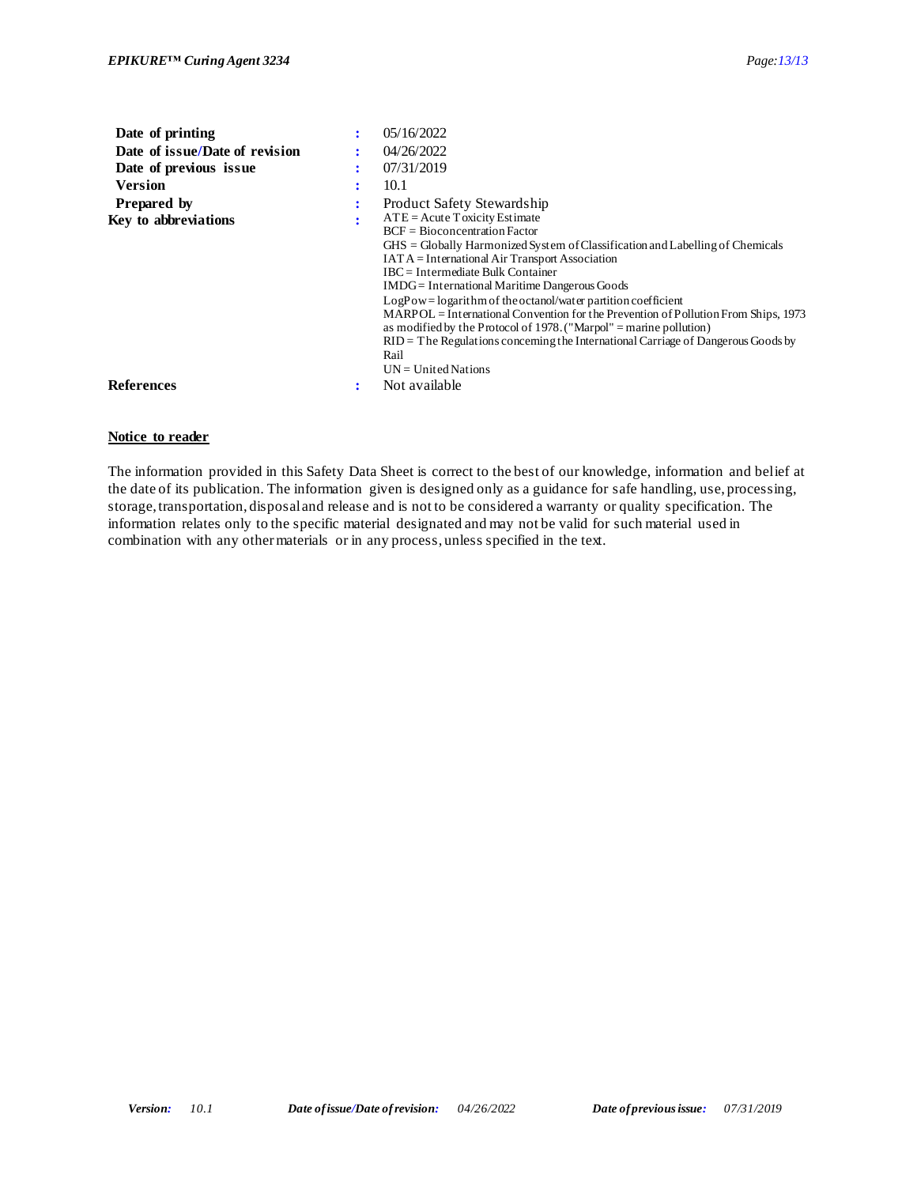| | | |
|---|---|---|
| **Date of printing** | : | 05/16/2022 |
| **Date of issue/Date of revision** | : | 04/26/2022 |
| **Date of previous issue** | : | 07/31/2019 |
| **Version** | : | 10.1 |
| **Prepared by** | : | Product Safety Stewardship |
| **Key to abbreviations** | : | ATE = Acute Toxicity Estimate<br>BCF = Bioconcentration Factor<br>GHS = Globally Harmonized System of Classification and Labelling of Chemicals<br>IATA = International Air Transport Association<br>IBC = Intermediate Bulk Container<br>IMDG = International Maritime Dangerous Goods<br>LogPow = logarithm of the octanol/water partition coefficient<br>MARPOL = International Convention for the Prevention of Pollution From Ships, 1973 as modified by the Protocol of 1978. ("Marpol" = marine pollution)<br>RID = The Regulations concerning the International Carriage of Dangerous Goods by Rail<br>UN = United Nations |
| **References** | : | Not available |

**Notice to reader**

The information provided in this Safety Data Sheet is correct to the best of our knowledge, information and belief at the date of its publication. The information given is designed only as a guidance for safe handling, use, processing, storage, transportation, disposal and release and is not to be considered a warranty or quality specification. The information relates only to the specific material designated and may not be valid for such material used in combination with any other materials or in any process, unless specified in the text.